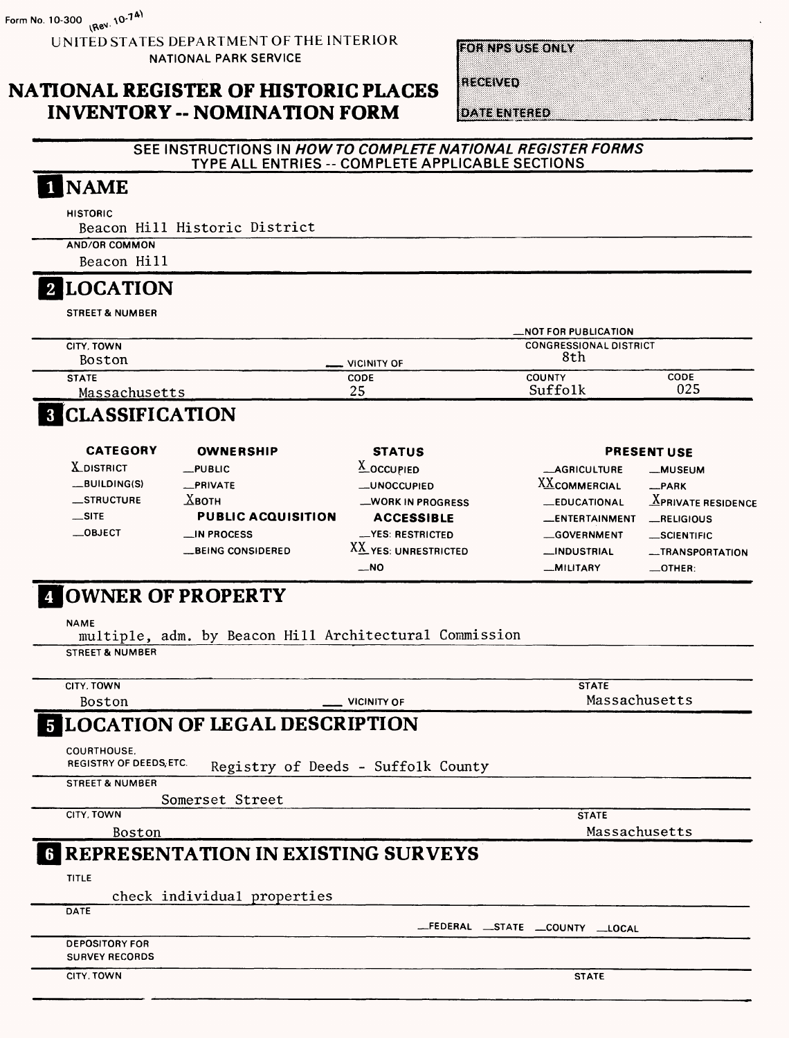Form No. 10-300 (Rev. 10-74)

UNITED STATES DEPARTMENT OF THE INTERIOR
NATIONAL PARK SERVICE

# NATIONAL REGISTER OF HISTORIC PLACES INVENTORY -- NOMINATION FORM

FOR NPS USE ONLY

RECEIVED

DATE ENTERED

SEE INSTRUCTIONS IN *HOW TO COMPLETE NATIONAL REGISTER FORMS*
TYPE ALL ENTRIES -- COMPLETE APPLICABLE SECTIONS

## 1 NAME

HISTORIC
Beacon Hill Historic District

AND/OR COMMON
Beacon Hill

## 2 LOCATION

STREET & NUMBER

__NOT FOR PUBLICATION

CITY, TOWN
Boston __ VICINITY OF

CONGRESSIONAL DISTRICT
8th

| STATE | CODE | COUNTY | CODE |
|---|---|---|---|
| Massachusetts | 25 | Suffolk | 025 |

## 3 CLASSIFICATION

| CATEGORY | OWNERSHIP | STATUS | PRESENT USE | |
|---|---|---|---|---|
| X DISTRICT | __PUBLIC | X OCCUPIED | __AGRICULTURE | __MUSEUM |
| __BUILDING(S) | __PRIVATE | __UNOCCUPIED | XX COMMERCIAL | __PARK |
| __STRUCTURE | X BOTH | __WORK IN PROGRESS | __EDUCATIONAL | X PRIVATE RESIDENCE |
| __SITE | **PUBLIC ACQUISITION** | **ACCESSIBLE** | __ENTERTAINMENT | __RELIGIOUS |
| __OBJECT | __IN PROCESS | __YES: RESTRICTED | __GOVERNMENT | __SCIENTIFIC |
| | __BEING CONSIDERED | XX YES: UNRESTRICTED | __INDUSTRIAL | __TRANSPORTATION |
| | | __NO | __MILITARY | __OTHER: |

## 4 OWNER OF PROPERTY

NAME
multiple, adm. by Beacon Hill Architectural Commission

STREET & NUMBER

CITY, TOWN
Boston __ VICINITY OF

STATE
Massachusetts

## 5 LOCATION OF LEGAL DESCRIPTION

COURTHOUSE, REGISTRY OF DEEDS, ETC.
Registry of Deeds - Suffolk County

STREET & NUMBER
Somerset Street

CITY, TOWN
Boston

STATE
Massachusetts

## 6 REPRESENTATION IN EXISTING SURVEYS

TITLE
check individual properties

DATE

__FEDERAL __STATE __COUNTY __LOCAL

DEPOSITORY FOR SURVEY RECORDS

CITY, TOWN

STATE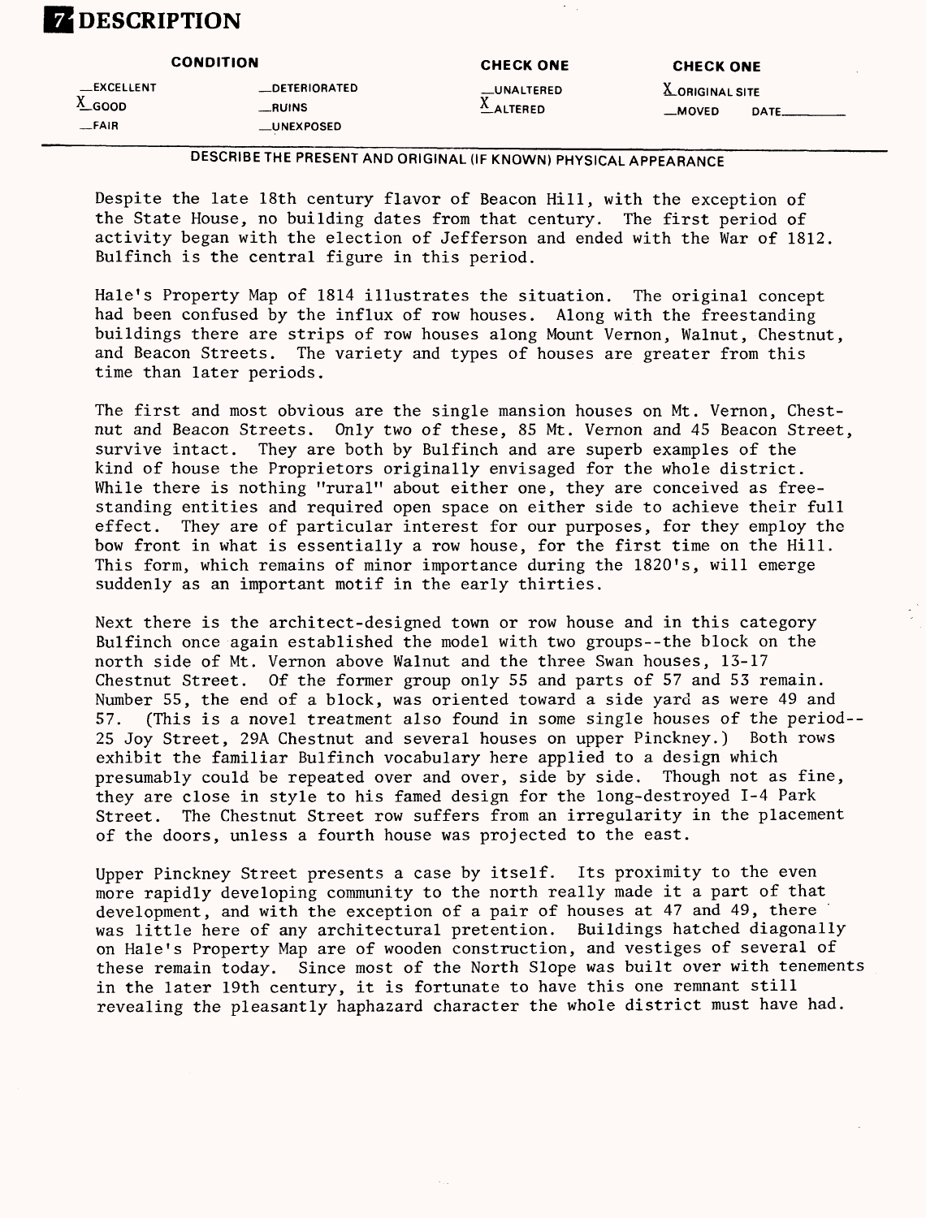# 7 DESCRIPTION

| CONDITION | | CHECK ONE | CHECK ONE |
|---|---|---|---|
| __EXCELLENT | __DETERIORATED | __UNALTERED | X ORIGINAL SITE |
| X GOOD | __RUINS | X ALTERED | __MOVED DATE______ |
| __FAIR | __UNEXPOSED | | |

DESCRIBE THE PRESENT AND ORIGINAL (IF KNOWN) PHYSICAL APPEARANCE

Despite the late 18th century flavor of Beacon Hill, with the exception of the State House, no building dates from that century. The first period of activity began with the election of Jefferson and ended with the War of 1812. Bulfinch is the central figure in this period.

Hale's Property Map of 1814 illustrates the situation. The original concept had been confused by the influx of row houses. Along with the freestanding buildings there are strips of row houses along Mount Vernon, Walnut, Chestnut, and Beacon Streets. The variety and types of houses are greater from this time than later periods.

The first and most obvious are the single mansion houses on Mt. Vernon, Chestnut and Beacon Streets. Only two of these, 85 Mt. Vernon and 45 Beacon Street, survive intact. They are both by Bulfinch and are superb examples of the kind of house the Proprietors originally envisaged for the whole district. While there is nothing "rural" about either one, they are conceived as freestanding entities and required open space on either side to achieve their full effect. They are of particular interest for our purposes, for they employ the bow front in what is essentially a row house, for the first time on the Hill. This form, which remains of minor importance during the 1820's, will emerge suddenly as an important motif in the early thirties.

Next there is the architect-designed town or row house and in this category Bulfinch once again established the model with two groups--the block on the north side of Mt. Vernon above Walnut and the three Swan houses, 13-17 Chestnut Street. Of the former group only 55 and parts of 57 and 53 remain. Number 55, the end of a block, was oriented toward a side yard as were 49 and 57. (This is a novel treatment also found in some single houses of the period--25 Joy Street, 29A Chestnut and several houses on upper Pinckney.) Both rows exhibit the familiar Bulfinch vocabulary here applied to a design which presumably could be repeated over and over, side by side. Though not as fine, they are close in style to his famed design for the long-destroyed 1-4 Park Street. The Chestnut Street row suffers from an irregularity in the placement of the doors, unless a fourth house was projected to the east.

Upper Pinckney Street presents a case by itself. Its proximity to the even more rapidly developing community to the north really made it a part of that development, and with the exception of a pair of houses at 47 and 49, there was little here of any architectural pretention. Buildings hatched diagonally on Hale's Property Map are of wooden construction, and vestiges of several of these remain today. Since most of the North Slope was built over with tenements in the later 19th century, it is fortunate to have this one remnant still revealing the pleasantly haphazard character the whole district must have had.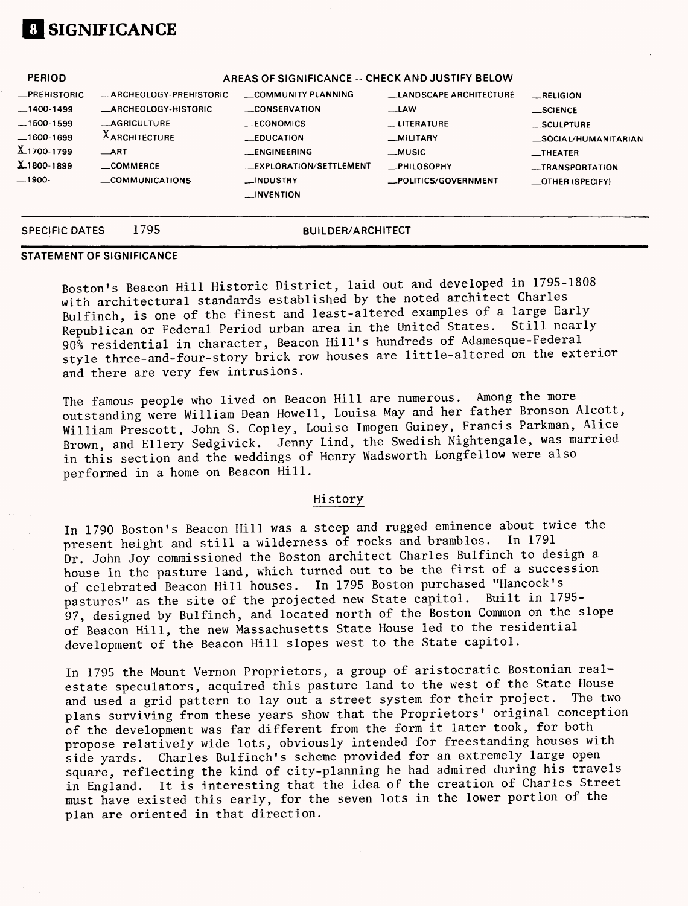# 8 SIGNIFICANCE

| PERIOD | AREAS OF SIGNIFICANCE -- CHECK AND JUSTIFY BELOW | | | |
|---|---|---|---|---|
| _PREHISTORIC | _ARCHEOLOGY-PREHISTORIC | _COMMUNITY PLANNING | _LANDSCAPE ARCHITECTURE | _RELIGION |
| _1400-1499 | _ARCHEOLOGY-HISTORIC | _CONSERVATION | _LAW | _SCIENCE |
| _1500-1599 | _AGRICULTURE | _ECONOMICS | _LITERATURE | _SCULPTURE |
| _1600-1699 | X ARCHITECTURE | _EDUCATION | _MILITARY | _SOCIAL/HUMANITARIAN |
| X 1700-1799 | _ART | _ENGINEERING | _MUSIC | _THEATER |
| X 1800-1899 | _COMMERCE | _EXPLORATION/SETTLEMENT | _PHILOSOPHY | _TRANSPORTATION |
| _1900- | _COMMUNICATIONS | _INDUSTRY | _POLITICS/GOVERNMENT | _OTHER (SPECIFY) |
| | | _INVENTION | | |

**SPECIFIC DATES** 1795 **BUILDER/ARCHITECT**

**STATEMENT OF SIGNIFICANCE**

Boston's Beacon Hill Historic District, laid out and developed in 1795-1808 with architectural standards established by the noted architect Charles Bulfinch, is one of the finest and least-altered examples of a large Early Republican or Federal Period urban area in the United States. Still nearly 90% residential in character, Beacon Hill's hundreds of Adamesque-Federal style three-and-four-story brick row houses are little-altered on the exterior and there are very few intrusions.

The famous people who lived on Beacon Hill are numerous. Among the more outstanding were William Dean Howell, Louisa May and her father Bronson Alcott, William Prescott, John S. Copley, Louise Imogen Guiney, Francis Parkman, Alice Brown, and Ellery Sedgivick. Jenny Lind, the Swedish Nightengale, was married in this section and the weddings of Henry Wadsworth Longfellow were also performed in a home on Beacon Hill.

## History

In 1790 Boston's Beacon Hill was a steep and rugged eminence about twice the present height and still a wilderness of rocks and brambles. In 1791 Dr. John Joy commissioned the Boston architect Charles Bulfinch to design a house in the pasture land, which turned out to be the first of a succession of celebrated Beacon Hill houses. In 1795 Boston purchased "Hancock's pastures" as the site of the projected new State capitol. Built in 1795-97, designed by Bulfinch, and located north of the Boston Common on the slope of Beacon Hill, the new Massachusetts State House led to the residential development of the Beacon Hill slopes west to the State capitol.

In 1795 the Mount Vernon Proprietors, a group of aristocratic Bostonian real-estate speculators, acquired this pasture land to the west of the State House and used a grid pattern to lay out a street system for their project. The two plans surviving from these years show that the Proprietors' original conception of the development was far different from the form it later took, for both propose relatively wide lots, obviously intended for freestanding houses with side yards. Charles Bulfinch's scheme provided for an extremely large open square, reflecting the kind of city-planning he had admired during his travels in England. It is interesting that the idea of the creation of Charles Street must have existed this early, for the seven lots in the lower portion of the plan are oriented in that direction.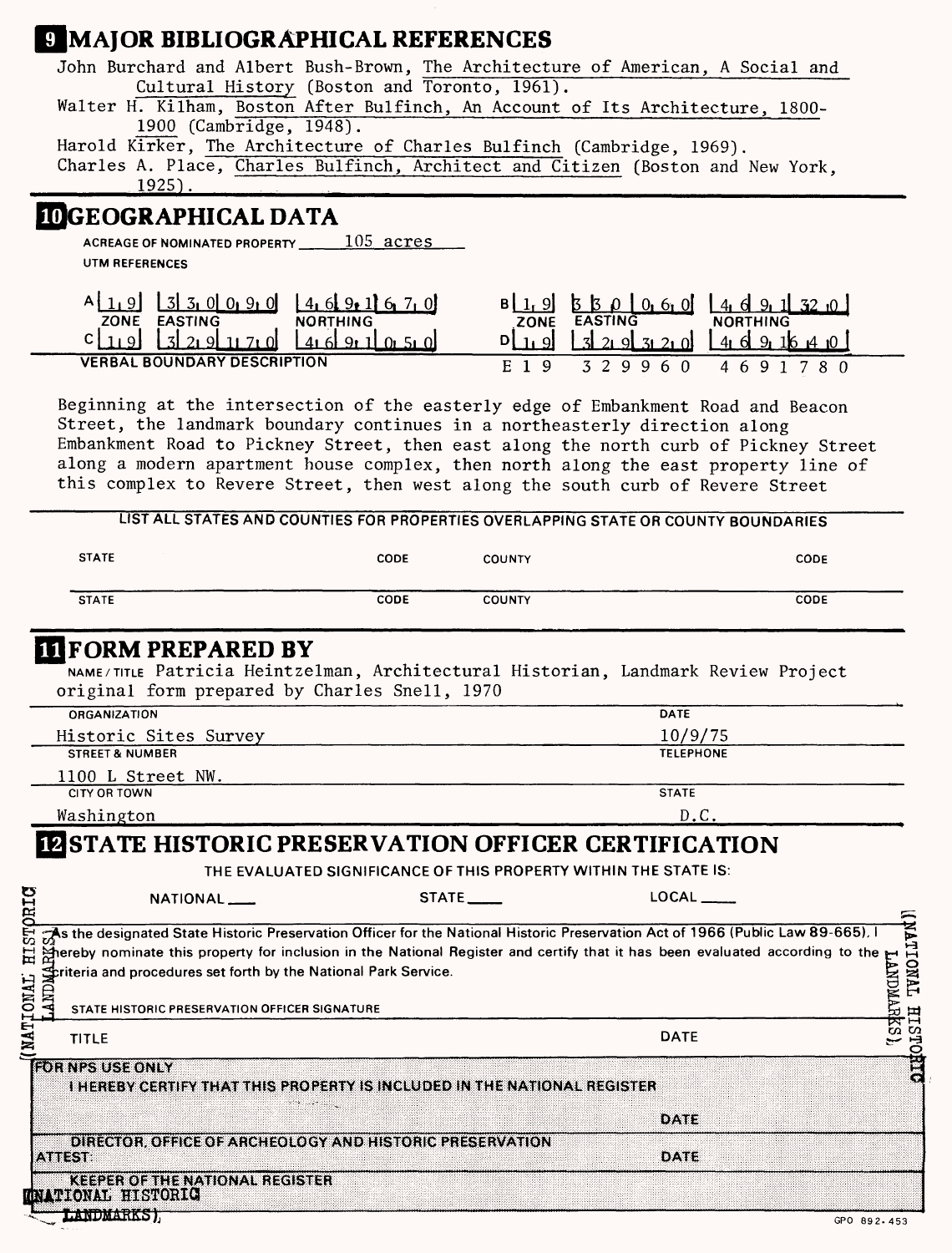## 9 MAJOR BIBLIOGRAPHICAL REFERENCES

John Burchard and Albert Bush-Brown, The Architecture of American, A Social and Cultural History (Boston and Toronto, 1961).
Walter H. Kilham, Boston After Bulfinch, An Account of Its Architecture, 1800-1900 (Cambridge, 1948).
Harold Kirker, The Architecture of Charles Bulfinch (Cambridge, 1969).
Charles A. Place, Charles Bulfinch, Architect and Citizen (Boston and New York, 1925).

## 10 GEOGRAPHICAL DATA

ACREAGE OF NOMINATED PROPERTY 105 acres

UTM REFERENCES

| | ZONE | EASTING | NORTHING |
|---|---|---|---|
| A | 19 | 330090 | 4691670 |
| B | 19 | 330060 | 4691320 |
| C | 19 | 329170 | 4691050 |
| D | 19 | 329320 | 4691640 |
| E | 19 | 329960 | 4691780 |

VERBAL BOUNDARY DESCRIPTION

Beginning at the intersection of the easterly edge of Embankment Road and Beacon Street, the landmark boundary continues in a northeasterly direction along Embankment Road to Pickney Street, then east along the north curb of Pickney Street along a modern apartment house complex, then north along the east property line of this complex to Revere Street, then west along the south curb of Revere Street

LIST ALL STATES AND COUNTIES FOR PROPERTIES OVERLAPPING STATE OR COUNTY BOUNDARIES

| STATE | CODE | COUNTY | CODE |
|---|---|---|---|
| | | | |
| | | | |

## 11 FORM PREPARED BY

NAME / TITLE Patricia Heintzelman, Architectural Historian, Landmark Review Project original form prepared by Charles Snell, 1970

ORGANIZATION Historic Sites Survey — DATE 10/9/75

STREET & NUMBER 1100 L Street NW. — TELEPHONE

CITY OR TOWN Washington — STATE D.C.

## 12 STATE HISTORIC PRESERVATION OFFICER CERTIFICATION

THE EVALUATED SIGNIFICANCE OF THIS PROPERTY WITHIN THE STATE IS:

NATIONAL ___ STATE ___ LOCAL ___

As the designated State Historic Preservation Officer for the National Historic Preservation Act of 1966 (Public Law 89-665), I hereby nominate this property for inclusion in the National Register and certify that it has been evaluated according to the criteria and procedures set forth by the National Park Service.

STATE HISTORIC PRESERVATION OFFICER SIGNATURE

TITLE — DATE

FOR NPS USE ONLY

I HEREBY CERTIFY THAT THIS PROPERTY IS INCLUDED IN THE NATIONAL REGISTER

DATE

DIRECTOR, OFFICE OF ARCHEOLOGY AND HISTORIC PRESERVATION

ATTEST: — DATE

KEEPER OF THE NATIONAL REGISTER

(NATIONAL HISTORIC LANDMARKS)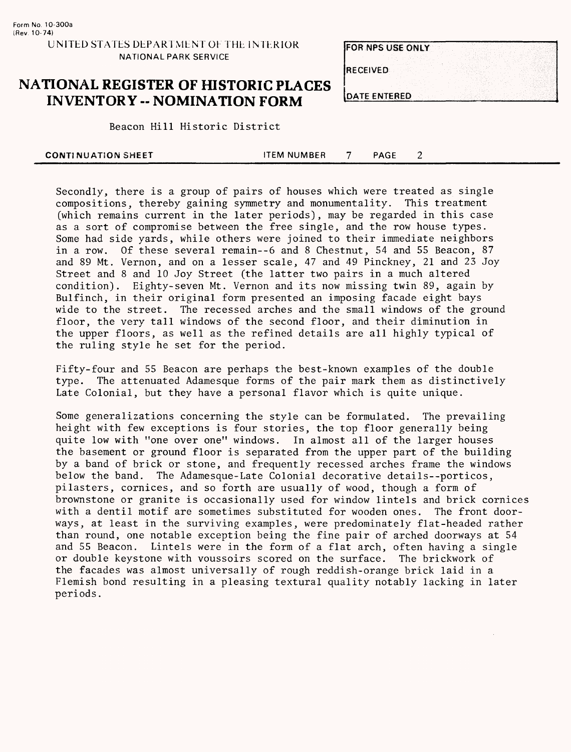Secondly, there is a group of pairs of houses which were treated as single compositions, thereby gaining symmetry and monumentality. This treatment (which remains current in the later periods), may be regarded in this case as a sort of compromise between the free single, and the row house types. Some had side yards, while others were joined to their immediate neighbors in a row. Of these several remain--6 and 8 Chestnut, 54 and 55 Beacon, 87 and 89 Mt. Vernon, and on a lesser scale, 47 and 49 Pinckney, 21 and 23 Joy Street and 8 and 10 Joy Street (the latter two pairs in a much altered condition). Eighty-seven Mt. Vernon and its now missing twin 89, again by Bulfinch, in their original form presented an imposing facade eight bays wide to the street. The recessed arches and the small windows of the ground floor, the very tall windows of the second floor, and their diminution in the upper floors, as well as the refined details are all highly typical of the ruling style he set for the period.

Fifty-four and 55 Beacon are perhaps the best-known examples of the double type. The attenuated Adamesque forms of the pair mark them as distinctively Late Colonial, but they have a personal flavor which is quite unique.

Some generalizations concerning the style can be formulated. The prevailing height with few exceptions is four stories, the top floor generally being quite low with "one over one" windows. In almost all of the larger houses the basement or ground floor is separated from the upper part of the building by a band of brick or stone, and frequently recessed arches frame the windows below the band. The Adamesque-Late Colonial decorative details--porticos, pilasters, cornices, and so forth are usually of wood, though a form of brownstone or granite is occasionally used for window lintels and brick cornices with a dentil motif are sometimes substituted for wooden ones. The front doorways, at least in the surviving examples, were predominately flat-headed rather than round, one notable exception being the fine pair of arched doorways at 54 and 55 Beacon. Lintels were in the form of a flat arch, often having a single or double keystone with voussoirs scored on the surface. The brickwork of the facades was almost universally of rough reddish-orange brick laid in a Flemish bond resulting in a pleasing textural quality notably lacking in later periods.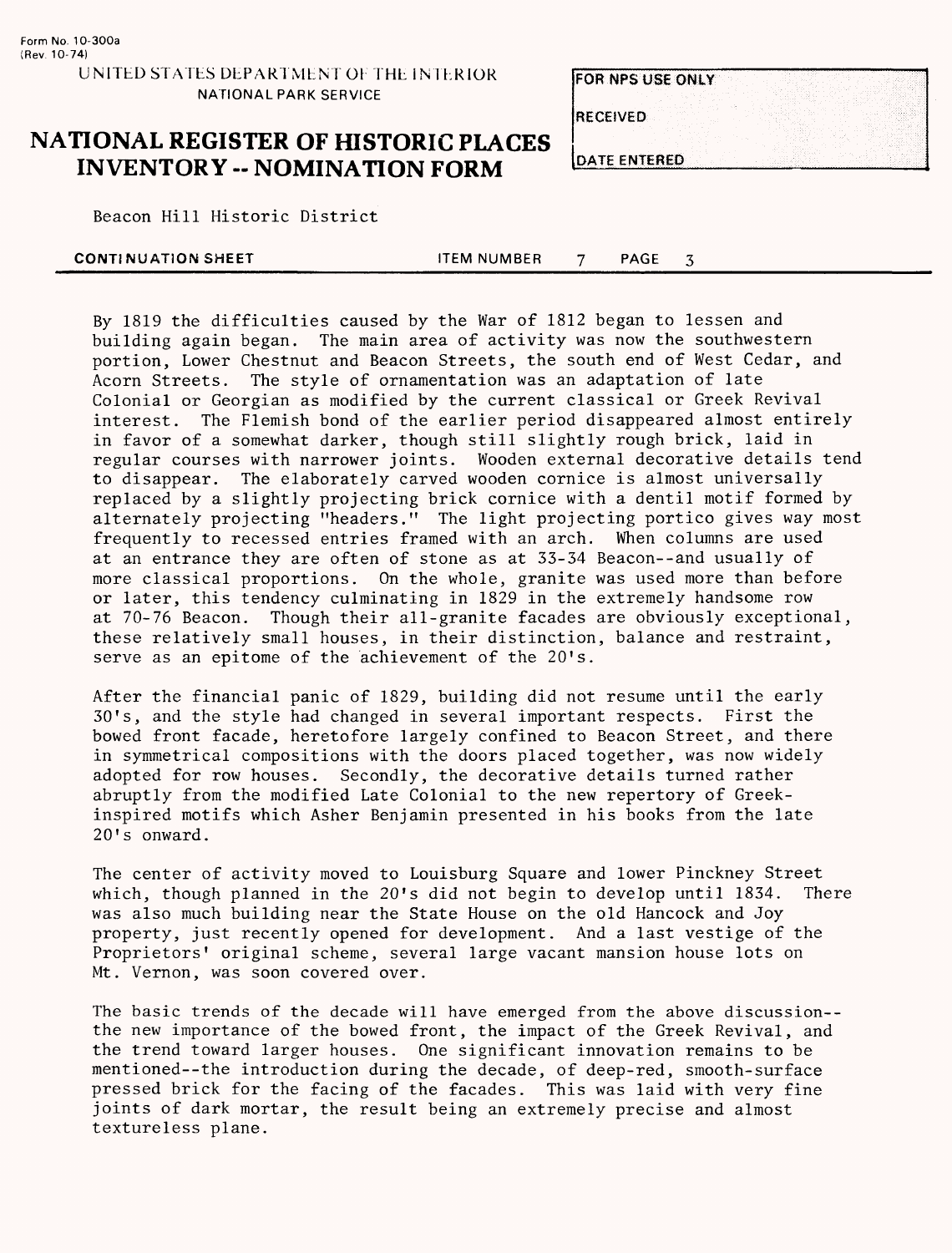Beacon Hill Historic District

CONTINUATION SHEET ITEM NUMBER 7 PAGE 3

By 1819 the difficulties caused by the War of 1812 began to lessen and building again began. The main area of activity was now the southwestern portion, Lower Chestnut and Beacon Streets, the south end of West Cedar, and Acorn Streets. The style of ornamentation was an adaptation of late Colonial or Georgian as modified by the current classical or Greek Revival interest. The Flemish bond of the earlier period disappeared almost entirely in favor of a somewhat darker, though still slightly rough brick, laid in regular courses with narrower joints. Wooden external decorative details tend to disappear. The elaborately carved wooden cornice is almost universally replaced by a slightly projecting brick cornice with a dentil motif formed by alternately projecting "headers." The light projecting portico gives way most frequently to recessed entries framed with an arch. When columns are used at an entrance they are often of stone as at 33-34 Beacon--and usually of more classical proportions. On the whole, granite was used more than before or later, this tendency culminating in 1829 in the extremely handsome row at 70-76 Beacon. Though their all-granite facades are obviously exceptional, these relatively small houses, in their distinction, balance and restraint, serve as an epitome of the achievement of the 20's.

After the financial panic of 1829, building did not resume until the early 30's, and the style had changed in several important respects. First the bowed front facade, heretofore largely confined to Beacon Street, and there in symmetrical compositions with the doors placed together, was now widely adopted for row houses. Secondly, the decorative details turned rather abruptly from the modified Late Colonial to the new repertory of Greek-inspired motifs which Asher Benjamin presented in his books from the late 20's onward.

The center of activity moved to Louisburg Square and lower Pinckney Street which, though planned in the 20's did not begin to develop until 1834. There was also much building near the State House on the old Hancock and Joy property, just recently opened for development. And a last vestige of the Proprietors' original scheme, several large vacant mansion house lots on Mt. Vernon, was soon covered over.

The basic trends of the decade will have emerged from the above discussion--the new importance of the bowed front, the impact of the Greek Revival, and the trend toward larger houses. One significant innovation remains to be mentioned--the introduction during the decade, of deep-red, smooth-surface pressed brick for the facing of the facades. This was laid with very fine joints of dark mortar, the result being an extremely precise and almost textureless plane.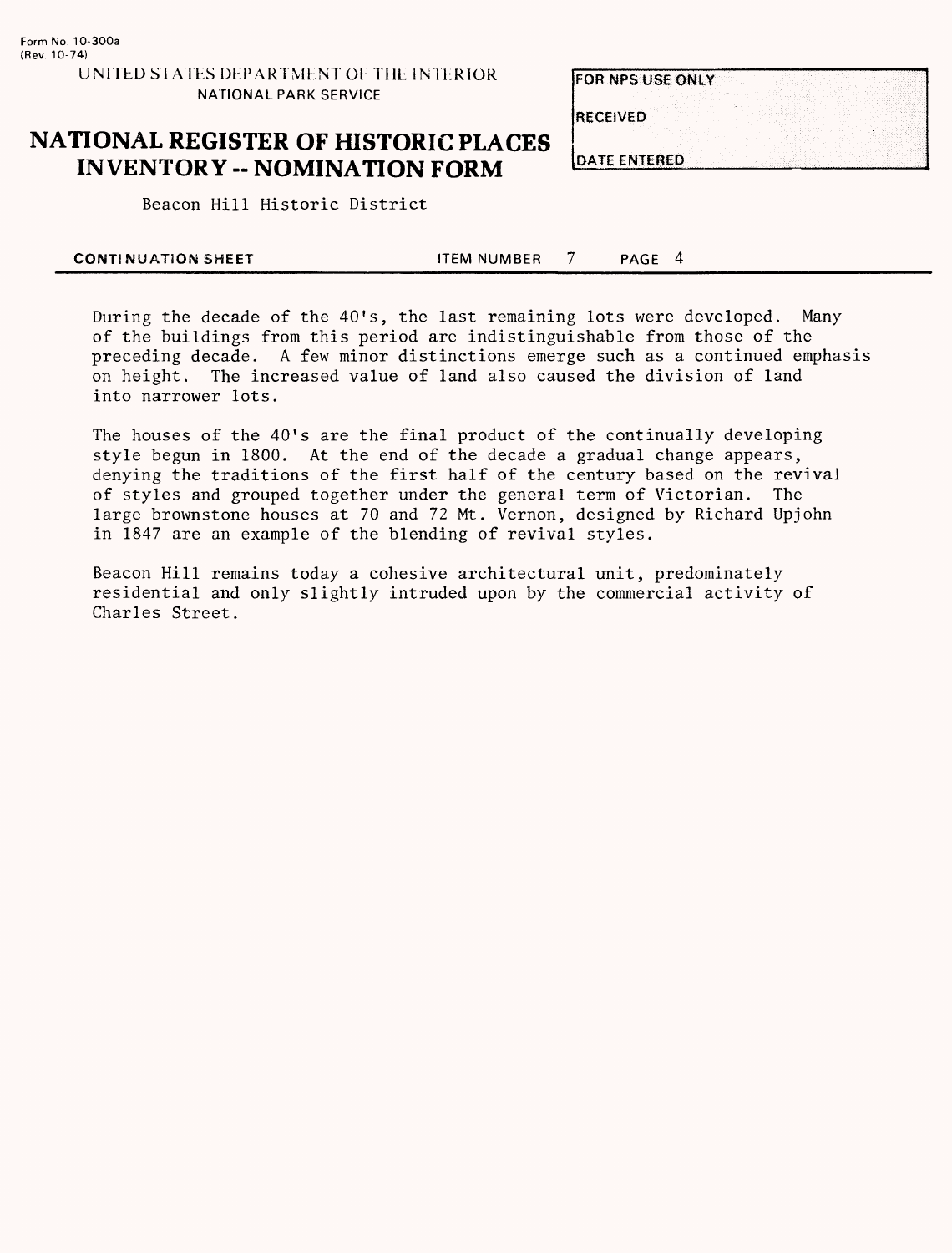During the decade of the 40's, the last remaining lots were developed. Many of the buildings from this period are indistinguishable from those of the preceding decade. A few minor distinctions emerge such as a continued emphasis on height. The increased value of land also caused the division of land into narrower lots.

The houses of the 40's are the final product of the continually developing style begun in 1800. At the end of the decade a gradual change appears, denying the traditions of the first half of the century based on the revival of styles and grouped together under the general term of Victorian. The large brownstone houses at 70 and 72 Mt. Vernon, designed by Richard Upjohn in 1847 are an example of the blending of revival styles.

Beacon Hill remains today a cohesive architectural unit, predominately residential and only slightly intruded upon by the commercial activity of Charles Street.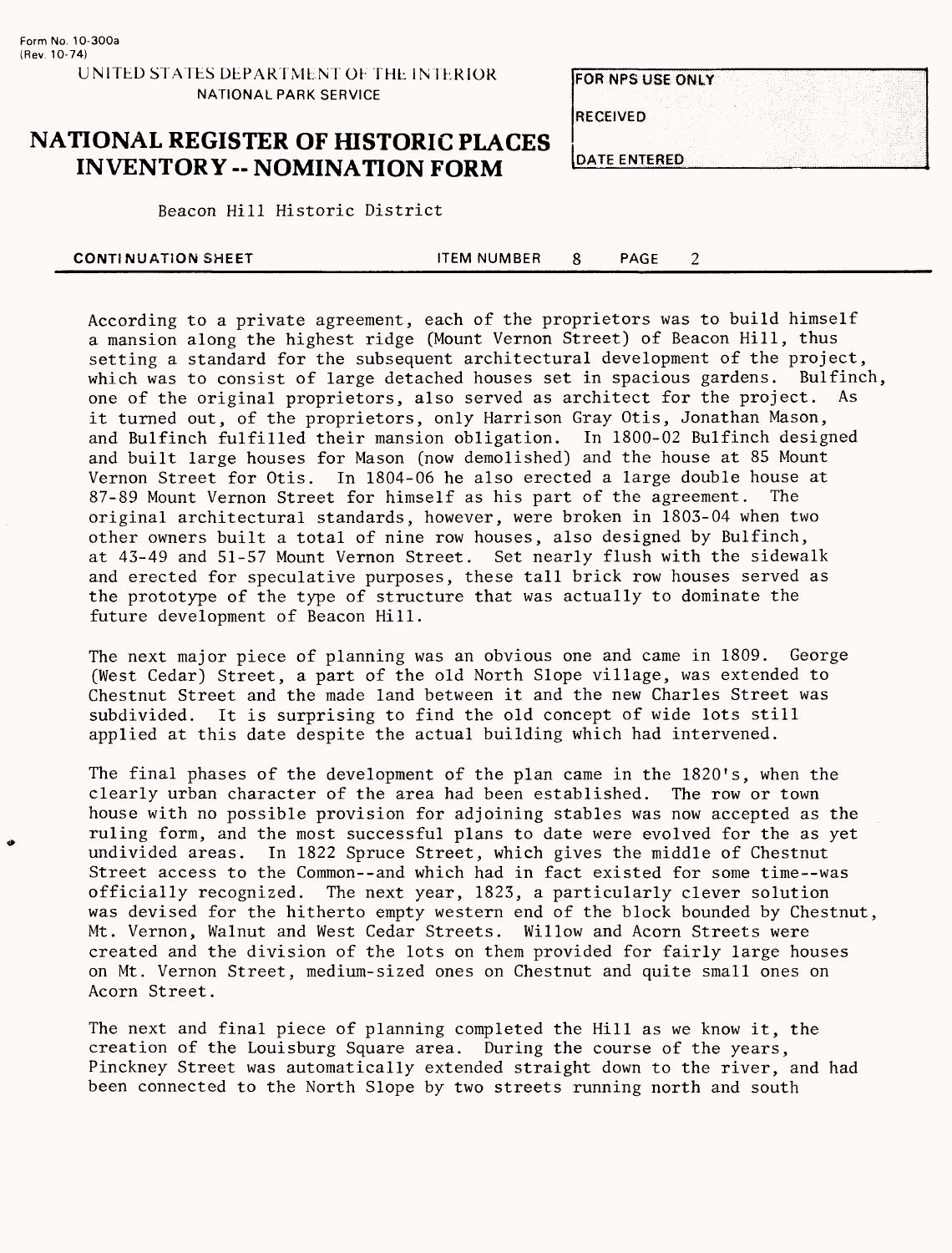According to a private agreement, each of the proprietors was to build himself a mansion along the highest ridge (Mount Vernon Street) of Beacon Hill, thus setting a standard for the subsequent architectural development of the project, which was to consist of large detached houses set in spacious gardens. Bulfinch, one of the original proprietors, also served as architect for the project. As it turned out, of the proprietors, only Harrison Gray Otis, Jonathan Mason, and Bulfinch fulfilled their mansion obligation. In 1800-02 Bulfinch designed and built large houses for Mason (now demolished) and the house at 85 Mount Vernon Street for Otis. In 1804-06 he also erected a large double house at 87-89 Mount Vernon Street for himself as his part of the agreement. The original architectural standards, however, were broken in 1803-04 when two other owners built a total of nine row houses, also designed by Bulfinch, at 43-49 and 51-57 Mount Vernon Street. Set nearly flush with the sidewalk and erected for speculative purposes, these tall brick row houses served as the prototype of the type of structure that was actually to dominate the future development of Beacon Hill.

The next major piece of planning was an obvious one and came in 1809. George (West Cedar) Street, a part of the old North Slope village, was extended to Chestnut Street and the made land between it and the new Charles Street was subdivided. It is surprising to find the old concept of wide lots still applied at this date despite the actual building which had intervened.

The final phases of the development of the plan came in the 1820's, when the clearly urban character of the area had been established. The row or town house with no possible provision for adjoining stables was now accepted as the ruling form, and the most successful plans to date were evolved for the as yet undivided areas. In 1822 Spruce Street, which gives the middle of Chestnut Street access to the Common--and which had in fact existed for some time--was officially recognized. The next year, 1823, a particularly clever solution was devised for the hitherto empty western end of the block bounded by Chestnut, Mt. Vernon, Walnut and West Cedar Streets. Willow and Acorn Streets were created and the division of the lots on them provided for fairly large houses on Mt. Vernon Street, medium-sized ones on Chestnut and quite small ones on Acorn Street.

The next and final piece of planning completed the Hill as we know it, the creation of the Louisburg Square area. During the course of the years, Pinckney Street was automatically extended straight down to the river, and had been connected to the North Slope by two streets running north and south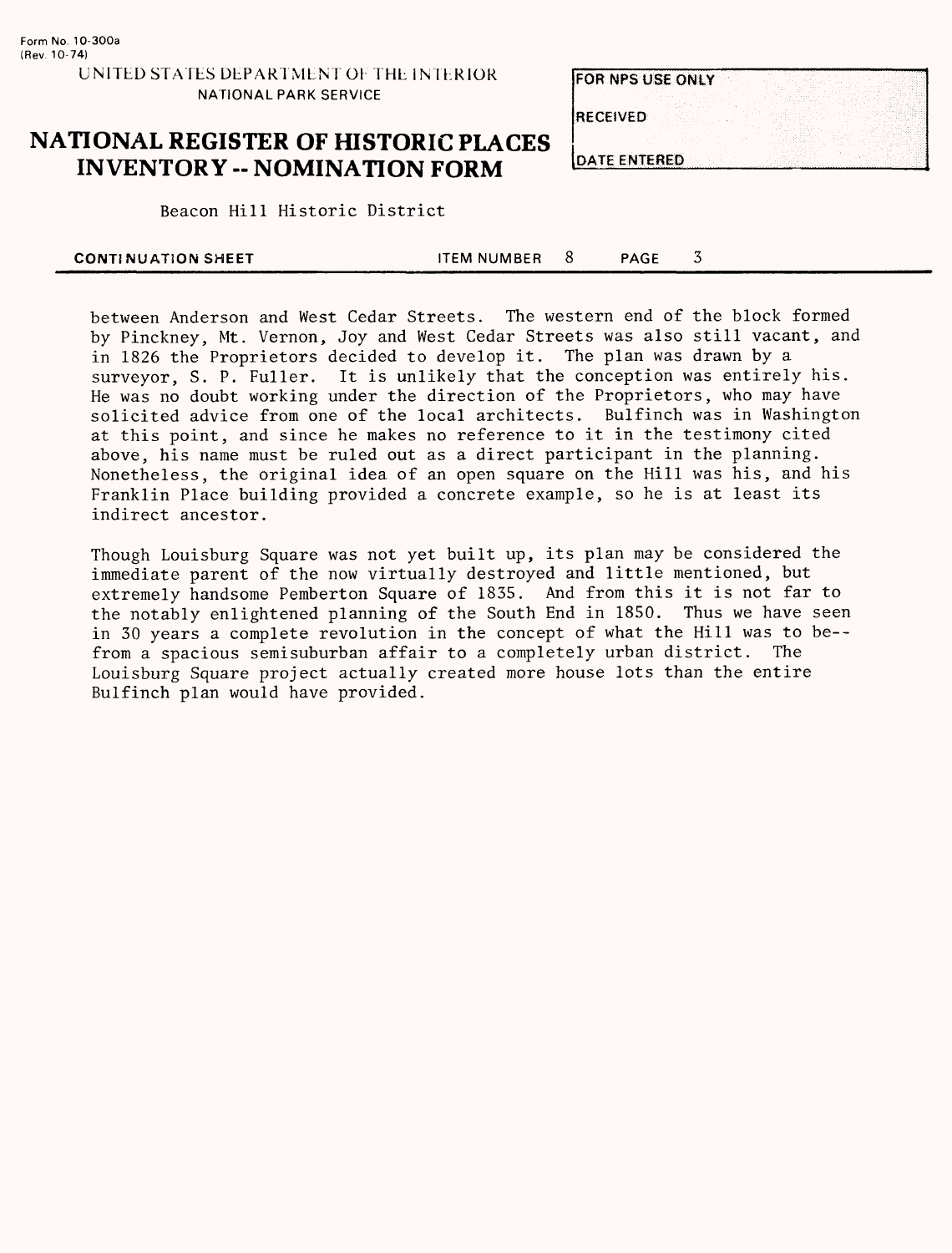between Anderson and West Cedar Streets. The western end of the block formed by Pinckney, Mt. Vernon, Joy and West Cedar Streets was also still vacant, and in 1826 the Proprietors decided to develop it. The plan was drawn by a surveyor, S. P. Fuller. It is unlikely that the conception was entirely his. He was no doubt working under the direction of the Proprietors, who may have solicited advice from one of the local architects. Bulfinch was in Washington at this point, and since he makes no reference to it in the testimony cited above, his name must be ruled out as a direct participant in the planning. Nonetheless, the original idea of an open square on the Hill was his, and his Franklin Place building provided a concrete example, so he is at least its indirect ancestor.

Though Louisburg Square was not yet built up, its plan may be considered the immediate parent of the now virtually destroyed and little mentioned, but extremely handsome Pemberton Square of 1835. And from this it is not far to the notably enlightened planning of the South End in 1850. Thus we have seen in 30 years a complete revolution in the concept of what the Hill was to be--from a spacious semisuburban affair to a completely urban district. The Louisburg Square project actually created more house lots than the entire Bulfinch plan would have provided.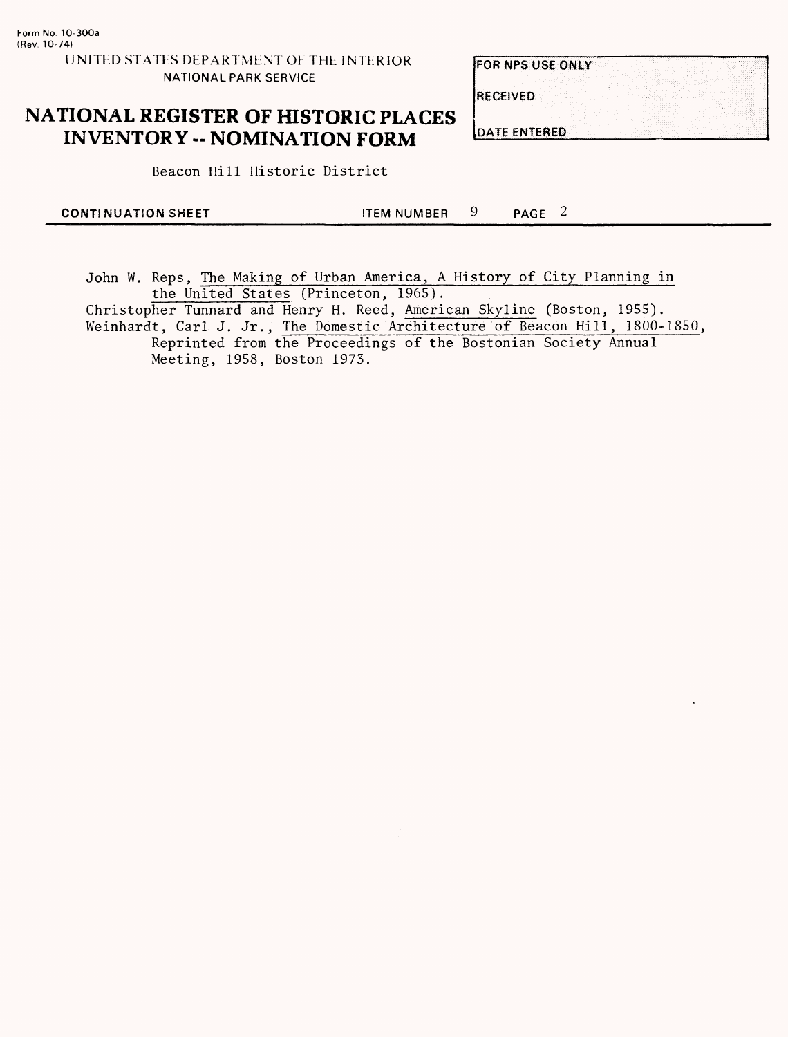Form No. 10-300a
(Rev. 10-74)

UNITED STATES DEPARTMENT OF THE INTERIOR
NATIONAL PARK SERVICE

# NATIONAL REGISTER OF HISTORIC PLACES INVENTORY -- NOMINATION FORM

| FOR NPS USE ONLY |
| --- |
| RECEIVED |
| DATE ENTERED |

Beacon Hill Historic District

**CONTINUATION SHEET** ITEM NUMBER 9 PAGE 2

John W. Reps, The Making of Urban America, A History of City Planning in the United States (Princeton, 1965).

Christopher Tunnard and Henry H. Reed, American Skyline (Boston, 1955).

Weinhardt, Carl J. Jr., The Domestic Architecture of Beacon Hill, 1800-1850, Reprinted from the Proceedings of the Bostonian Society Annual Meeting, 1958, Boston 1973.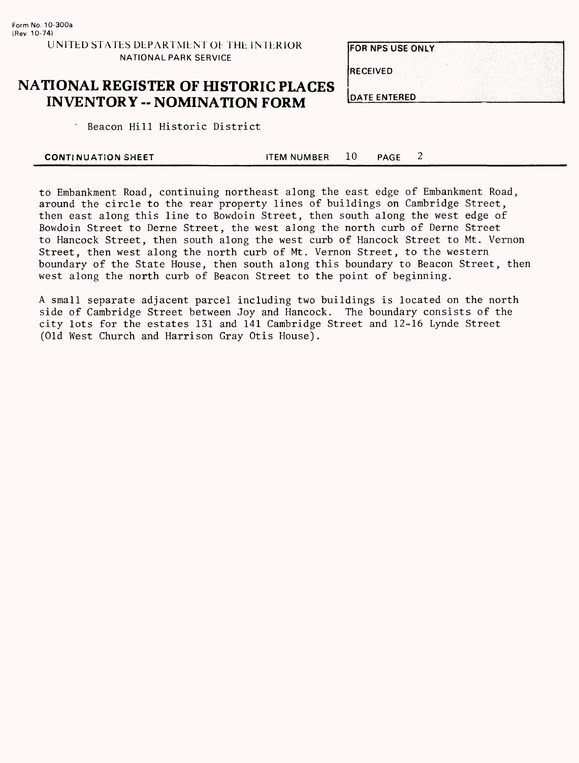Form No. 10-300a
(Rev. 10-74)

UNITED STATES DEPARTMENT OF THE INTERIOR
NATIONAL PARK SERVICE

# NATIONAL REGISTER OF HISTORIC PLACES INVENTORY -- NOMINATION FORM

| FOR NPS USE ONLY |
| --- |
| RECEIVED |
| DATE ENTERED |

Beacon Hill Historic District

**CONTINUATION SHEET** ITEM NUMBER 10 PAGE 2

to Embankment Road, continuing northeast along the east edge of Embankment Road, around the circle to the rear property lines of buildings on Cambridge Street, then east along this line to Bowdoin Street, then south along the west edge of Bowdoin Street to Derne Street, the west along the north curb of Derne Street to Hancock Street, then south along the west curb of Hancock Street to Mt. Vernon Street, then west along the north curb of Mt. Vernon Street, to the western boundary of the State House, then south along this boundary to Beacon Street, then west along the north curb of Beacon Street to the point of beginning.

A small separate adjacent parcel including two buildings is located on the north side of Cambridge Street between Joy and Hancock. The boundary consists of the city lots for the estates 131 and 141 Cambridge Street and 12-16 Lynde Street (Old West Church and Harrison Gray Otis House).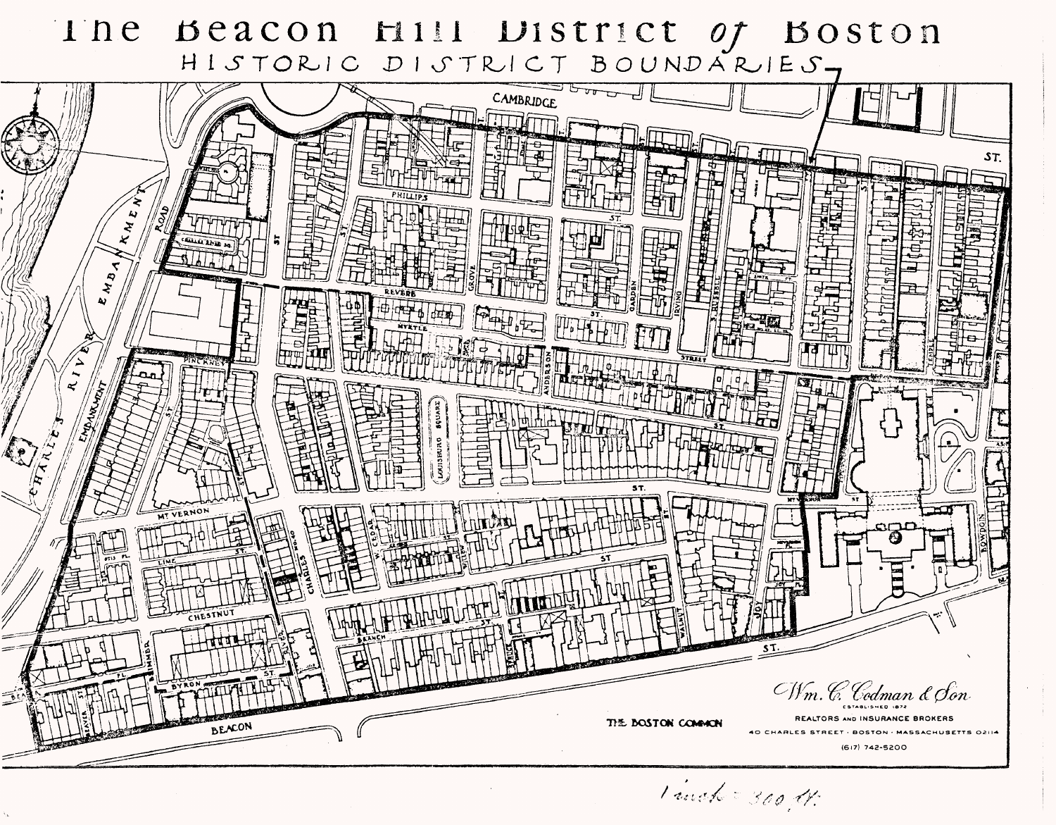# The Beacon Hill District of Boston

HISTORIC DISTRICT BOUNDARIES

CAMBRIDGE ST.

PHILLIPS ST.

REVERE

MYRTLE

PINCKNEY

MT VERNON

LIME

CHESTNUT

BRANCH

BYRON

BEACON

ST.

CHARLES RIVER EMBANKMENT

EMBANKMENT ROAD

GROVE

GARDEN

IRVING

S. RUSSELL

ANDERSON

LOUISBURG SQUARE

W. CEDAR

WILLOW

WALNUT

JOY

TEMPLE

BOWDOIN

CHARLES

RIVER

BRIMMER

BEAVER

OTIS PL.

THE BOSTON COMMON

Wm. C. Codman & Son

ESTABLISHED 1872

REALTORS AND INSURANCE BROKERS

40 CHARLES STREET · BOSTON · MASSACHUSETTS 02114

(617) 742-5200

1 inch = 300 ft.